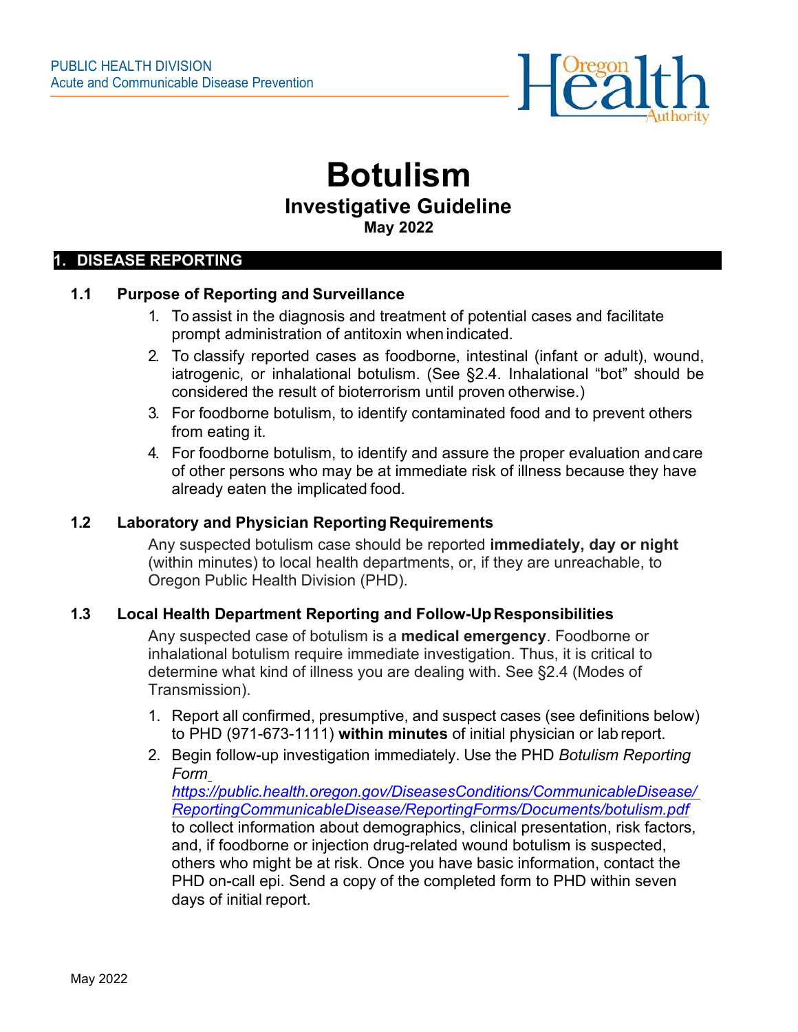PUBLIC HEALTH DIVISION
Acute and Communicable Disease Prevention

# Botulism

## Investigative Guideline

**May 2022**

## 1. DISEASE REPORTING

### 1.1 Purpose of Reporting and Surveillance

1. To assist in the diagnosis and treatment of potential cases and facilitate prompt administration of antitoxin when indicated.
2. To classify reported cases as foodborne, intestinal (infant or adult), wound, iatrogenic, or inhalational botulism. (See §2.4. Inhalational "bot" should be considered the result of bioterrorism until proven otherwise.)
3. For foodborne botulism, to identify contaminated food and to prevent others from eating it.
4. For foodborne botulism, to identify and assure the proper evaluation and care of other persons who may be at immediate risk of illness because they have already eaten the implicated food.

### 1.2 Laboratory and Physician Reporting Requirements

Any suspected botulism case should be reported **immediately, day or night** (within minutes) to local health departments, or, if they are unreachable, to Oregon Public Health Division (PHD).

### 1.3 Local Health Department Reporting and Follow-Up Responsibilities

Any suspected case of botulism is a **medical emergency**. Foodborne or inhalational botulism require immediate investigation. Thus, it is critical to determine what kind of illness you are dealing with. See §2.4 (Modes of Transmission).

1. Report all confirmed, presumptive, and suspect cases (see definitions below) to PHD (971-673-1111) **within minutes** of initial physician or lab report.
2. Begin follow-up investigation immediately. Use the PHD *Botulism Reporting Form* https://public.health.oregon.gov/DiseasesConditions/CommunicableDisease/ReportingCommunicableDisease/ReportingForms/Documents/botulism.pdf to collect information about demographics, clinical presentation, risk factors, and, if foodborne or injection drug-related wound botulism is suspected, others who might be at risk. Once you have basic information, contact the PHD on-call epi. Send a copy of the completed form to PHD within seven days of initial report.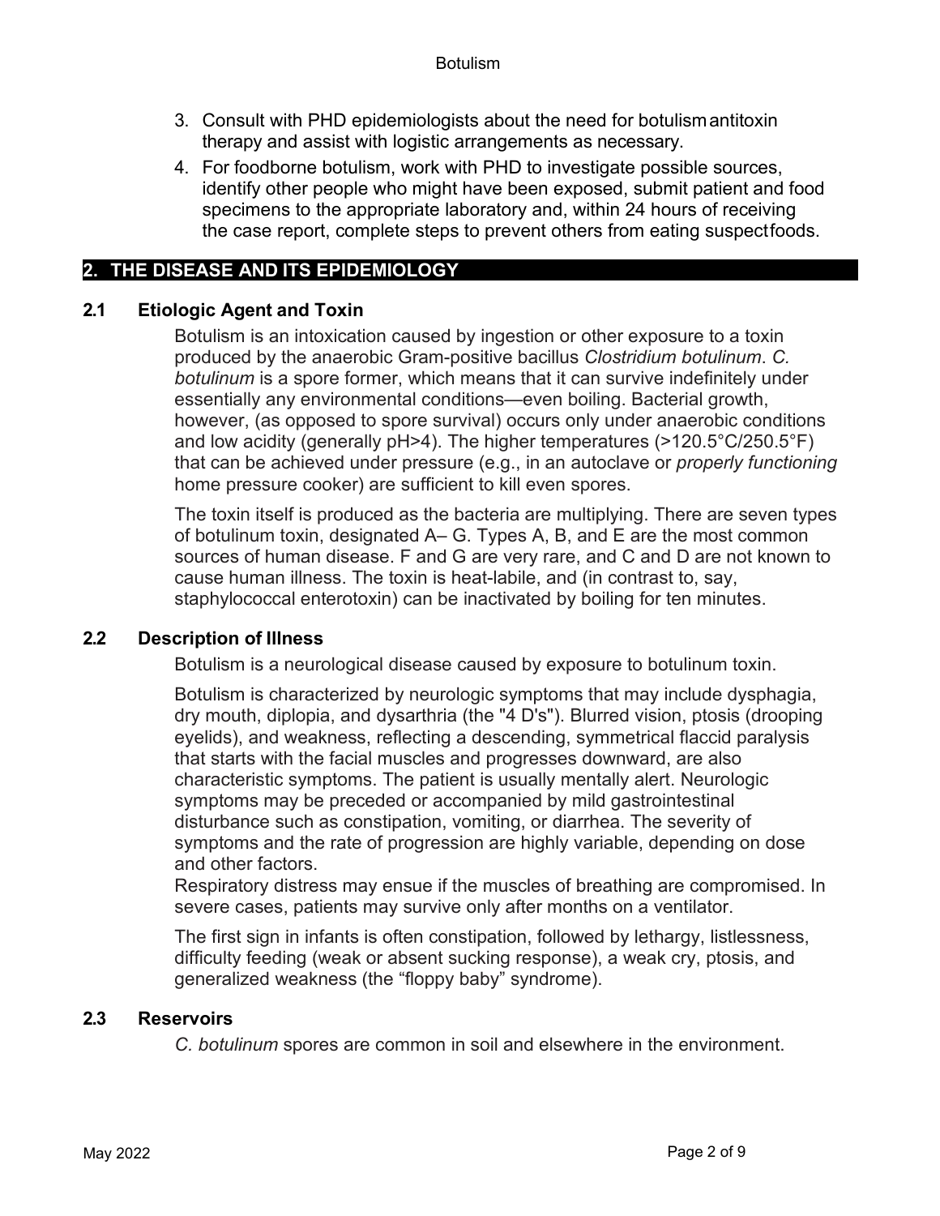3. Consult with PHD epidemiologists about the need for botulism antitoxin therapy and assist with logistic arrangements as necessary.
4. For foodborne botulism, work with PHD to investigate possible sources, identify other people who might have been exposed, submit patient and food specimens to the appropriate laboratory and, within 24 hours of receiving the case report, complete steps to prevent others from eating suspect foods.

## 2. THE DISEASE AND ITS EPIDEMIOLOGY

### 2.1 Etiologic Agent and Toxin

Botulism is an intoxication caused by ingestion or other exposure to a toxin produced by the anaerobic Gram-positive bacillus *Clostridium botulinum*. *C. botulinum* is a spore former, which means that it can survive indefinitely under essentially any environmental conditions—even boiling. Bacterial growth, however, (as opposed to spore survival) occurs only under anaerobic conditions and low acidity (generally pH>4). The higher temperatures (>120.5°C/250.5°F) that can be achieved under pressure (e.g., in an autoclave or *properly functioning* home pressure cooker) are sufficient to kill even spores.

The toxin itself is produced as the bacteria are multiplying. There are seven types of botulinum toxin, designated A– G. Types A, B, and E are the most common sources of human disease. F and G are very rare, and C and D are not known to cause human illness. The toxin is heat-labile, and (in contrast to, say, staphylococcal enterotoxin) can be inactivated by boiling for ten minutes.

### 2.2 Description of Illness

Botulism is a neurological disease caused by exposure to botulinum toxin.

Botulism is characterized by neurologic symptoms that may include dysphagia, dry mouth, diplopia, and dysarthria (the "4 D's"). Blurred vision, ptosis (drooping eyelids), and weakness, reflecting a descending, symmetrical flaccid paralysis that starts with the facial muscles and progresses downward, are also characteristic symptoms. The patient is usually mentally alert. Neurologic symptoms may be preceded or accompanied by mild gastrointestinal disturbance such as constipation, vomiting, or diarrhea. The severity of symptoms and the rate of progression are highly variable, depending on dose and other factors.

Respiratory distress may ensue if the muscles of breathing are compromised. In severe cases, patients may survive only after months on a ventilator.

The first sign in infants is often constipation, followed by lethargy, listlessness, difficulty feeding (weak or absent sucking response), a weak cry, ptosis, and generalized weakness (the "floppy baby" syndrome).

### 2.3 Reservoirs

*C. botulinum* spores are common in soil and elsewhere in the environment.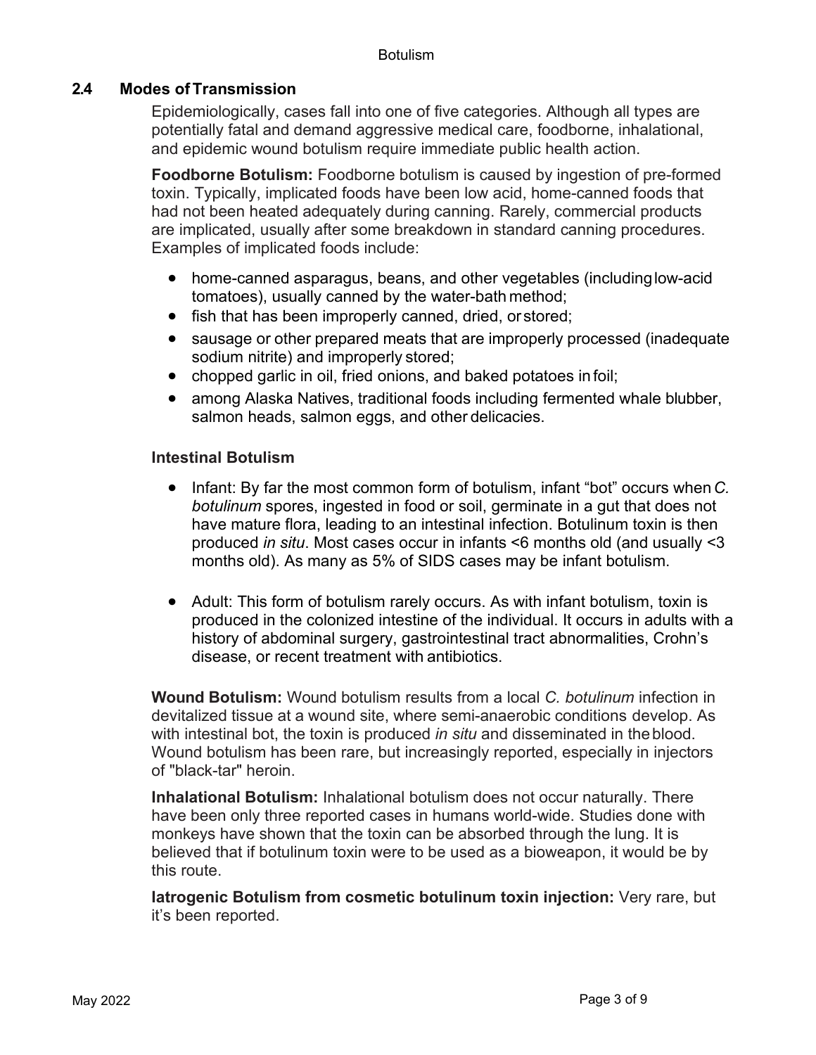## 2.4 Modes of Transmission

Epidemiologically, cases fall into one of five categories. Although all types are potentially fatal and demand aggressive medical care, foodborne, inhalational, and epidemic wound botulism require immediate public health action.

**Foodborne Botulism:** Foodborne botulism is caused by ingestion of pre-formed toxin. Typically, implicated foods have been low acid, home-canned foods that had not been heated adequately during canning. Rarely, commercial products are implicated, usually after some breakdown in standard canning procedures. Examples of implicated foods include:

- home-canned asparagus, beans, and other vegetables (including low-acid tomatoes), usually canned by the water-bath method;
- fish that has been improperly canned, dried, or stored;
- sausage or other prepared meats that are improperly processed (inadequate sodium nitrite) and improperly stored;
- chopped garlic in oil, fried onions, and baked potatoes in foil;
- among Alaska Natives, traditional foods including fermented whale blubber, salmon heads, salmon eggs, and other delicacies.

**Intestinal Botulism**

- Infant: By far the most common form of botulism, infant "bot" occurs when *C. botulinum* spores, ingested in food or soil, germinate in a gut that does not have mature flora, leading to an intestinal infection. Botulinum toxin is then produced *in situ*. Most cases occur in infants <6 months old (and usually <3 months old). As many as 5% of SIDS cases may be infant botulism.

- Adult: This form of botulism rarely occurs. As with infant botulism, toxin is produced in the colonized intestine of the individual. It occurs in adults with a history of abdominal surgery, gastrointestinal tract abnormalities, Crohn's disease, or recent treatment with antibiotics.

**Wound Botulism:** Wound botulism results from a local *C. botulinum* infection in devitalized tissue at a wound site, where semi-anaerobic conditions develop. As with intestinal bot, the toxin is produced *in situ* and disseminated in the blood. Wound botulism has been rare, but increasingly reported, especially in injectors of "black-tar" heroin.

**Inhalational Botulism:** Inhalational botulism does not occur naturally. There have been only three reported cases in humans world-wide. Studies done with monkeys have shown that the toxin can be absorbed through the lung. It is believed that if botulinum toxin were to be used as a bioweapon, it would be by this route.

**Iatrogenic Botulism from cosmetic botulinum toxin injection:** Very rare, but it's been reported.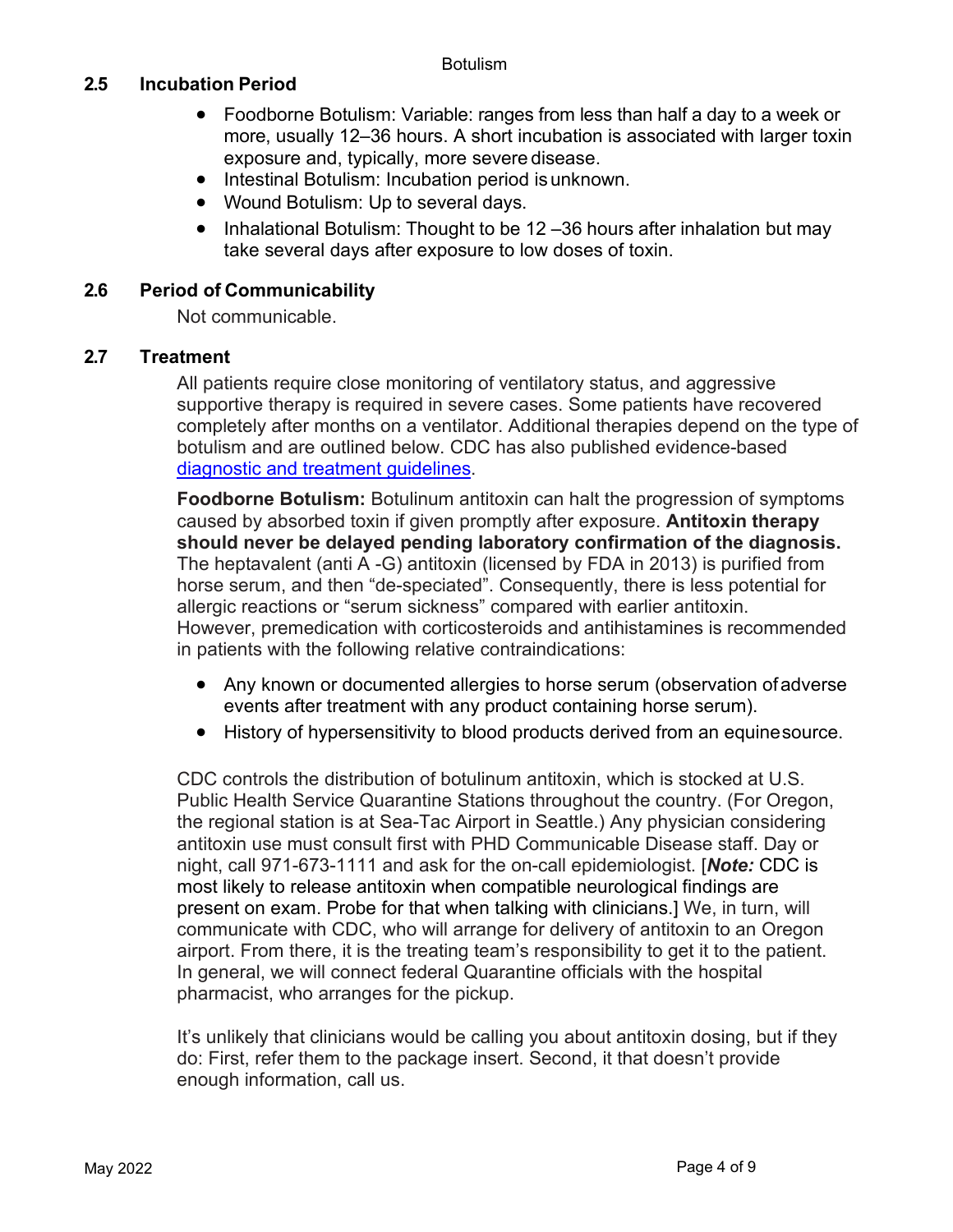## 2.5 Incubation Period

- Foodborne Botulism: Variable: ranges from less than half a day to a week or more, usually 12–36 hours. A short incubation is associated with larger toxin exposure and, typically, more severe disease.
- Intestinal Botulism: Incubation period is unknown.
- Wound Botulism: Up to several days.
- Inhalational Botulism: Thought to be 12 –36 hours after inhalation but may take several days after exposure to low doses of toxin.

## 2.6 Period of Communicability

Not communicable.

## 2.7 Treatment

All patients require close monitoring of ventilatory status, and aggressive supportive therapy is required in severe cases. Some patients have recovered completely after months on a ventilator. Additional therapies depend on the type of botulism and are outlined below. CDC has also published evidence-based diagnostic and treatment guidelines.

**Foodborne Botulism:** Botulinum antitoxin can halt the progression of symptoms caused by absorbed toxin if given promptly after exposure. **Antitoxin therapy should never be delayed pending laboratory confirmation of the diagnosis.** The heptavalent (anti A -G) antitoxin (licensed by FDA in 2013) is purified from horse serum, and then "de-speciated". Consequently, there is less potential for allergic reactions or "serum sickness" compared with earlier antitoxin. However, premedication with corticosteroids and antihistamines is recommended in patients with the following relative contraindications:

- Any known or documented allergies to horse serum (observation of adverse events after treatment with any product containing horse serum).
- History of hypersensitivity to blood products derived from an equine source.

CDC controls the distribution of botulinum antitoxin, which is stocked at U.S. Public Health Service Quarantine Stations throughout the country. (For Oregon, the regional station is at Sea-Tac Airport in Seattle.) Any physician considering antitoxin use must consult first with PHD Communicable Disease staff. Day or night, call 971-673-1111 and ask for the on-call epidemiologist. [***Note:*** CDC is most likely to release antitoxin when compatible neurological findings are present on exam. Probe for that when talking with clinicians.] We, in turn, will communicate with CDC, who will arrange for delivery of antitoxin to an Oregon airport. From there, it is the treating team's responsibility to get it to the patient. In general, we will connect federal Quarantine officials with the hospital pharmacist, who arranges for the pickup.

It's unlikely that clinicians would be calling you about antitoxin dosing, but if they do: First, refer them to the package insert. Second, it that doesn't provide enough information, call us.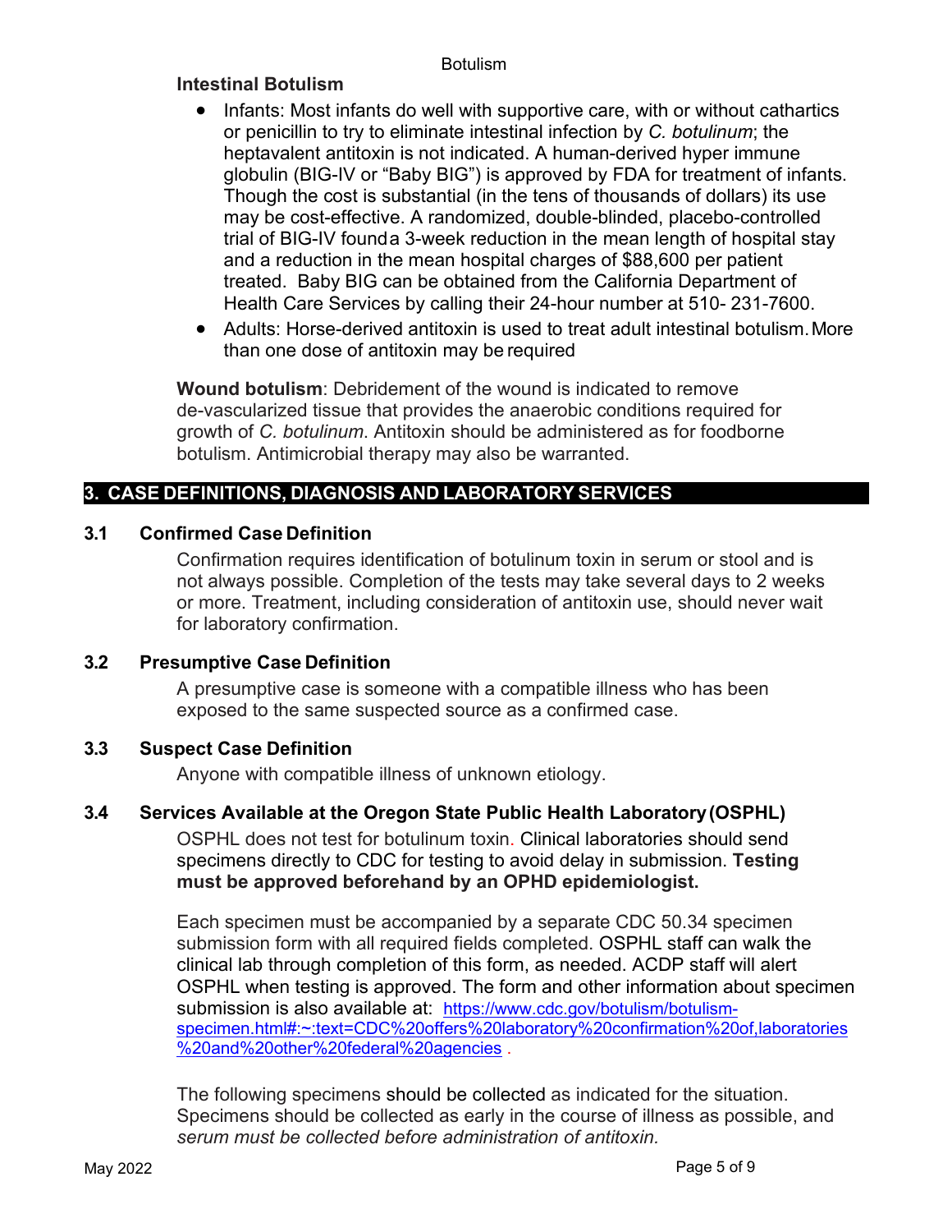**Intestinal Botulism**

- Infants: Most infants do well with supportive care, with or without cathartics or penicillin to try to eliminate intestinal infection by *C. botulinum*; the heptavalent antitoxin is not indicated. A human-derived hyper immune globulin (BIG-IV or "Baby BIG") is approved by FDA for treatment of infants. Though the cost is substantial (in the tens of thousands of dollars) its use may be cost-effective. A randomized, double-blinded, placebo-controlled trial of BIG-IV founda 3-week reduction in the mean length of hospital stay and a reduction in the mean hospital charges of $88,600 per patient treated. Baby BIG can be obtained from the California Department of Health Care Services by calling their 24-hour number at 510- 231-7600.
- Adults: Horse-derived antitoxin is used to treat adult intestinal botulism. More than one dose of antitoxin may be required

**Wound botulism**: Debridement of the wound is indicated to remove de-vascularized tissue that provides the anaerobic conditions required for growth of *C. botulinum*. Antitoxin should be administered as for foodborne botulism. Antimicrobial therapy may also be warranted.

## 3. CASE DEFINITIONS, DIAGNOSIS AND LABORATORY SERVICES

### 3.1 Confirmed Case Definition

Confirmation requires identification of botulinum toxin in serum or stool and is not always possible. Completion of the tests may take several days to 2 weeks or more. Treatment, including consideration of antitoxin use, should never wait for laboratory confirmation.

### 3.2 Presumptive Case Definition

A presumptive case is someone with a compatible illness who has been exposed to the same suspected source as a confirmed case.

### 3.3 Suspect Case Definition

Anyone with compatible illness of unknown etiology.

### 3.4 Services Available at the Oregon State Public Health Laboratory (OSPHL)

OSPHL does not test for botulinum toxin. Clinical laboratories should send specimens directly to CDC for testing to avoid delay in submission. **Testing must be approved beforehand by an OPHD epidemiologist.**

Each specimen must be accompanied by a separate CDC 50.34 specimen submission form with all required fields completed. OSPHL staff can walk the clinical lab through completion of this form, as needed. ACDP staff will alert OSPHL when testing is approved. The form and other information about specimen submission is also available at: [https://www.cdc.gov/botulism/botulism-specimen.html#:~:text=CDC%20offers%20laboratory%20confirmation%20of,laboratories%20and%20other%20federal%20agencies](https://www.cdc.gov/botulism/botulism-specimen.html#:~:text=CDC%20offers%20laboratory%20confirmation%20of,laboratories%20and%20other%20federal%20agencies) .

The following specimens should be collected as indicated for the situation. Specimens should be collected as early in the course of illness as possible, and *serum must be collected before administration of antitoxin.*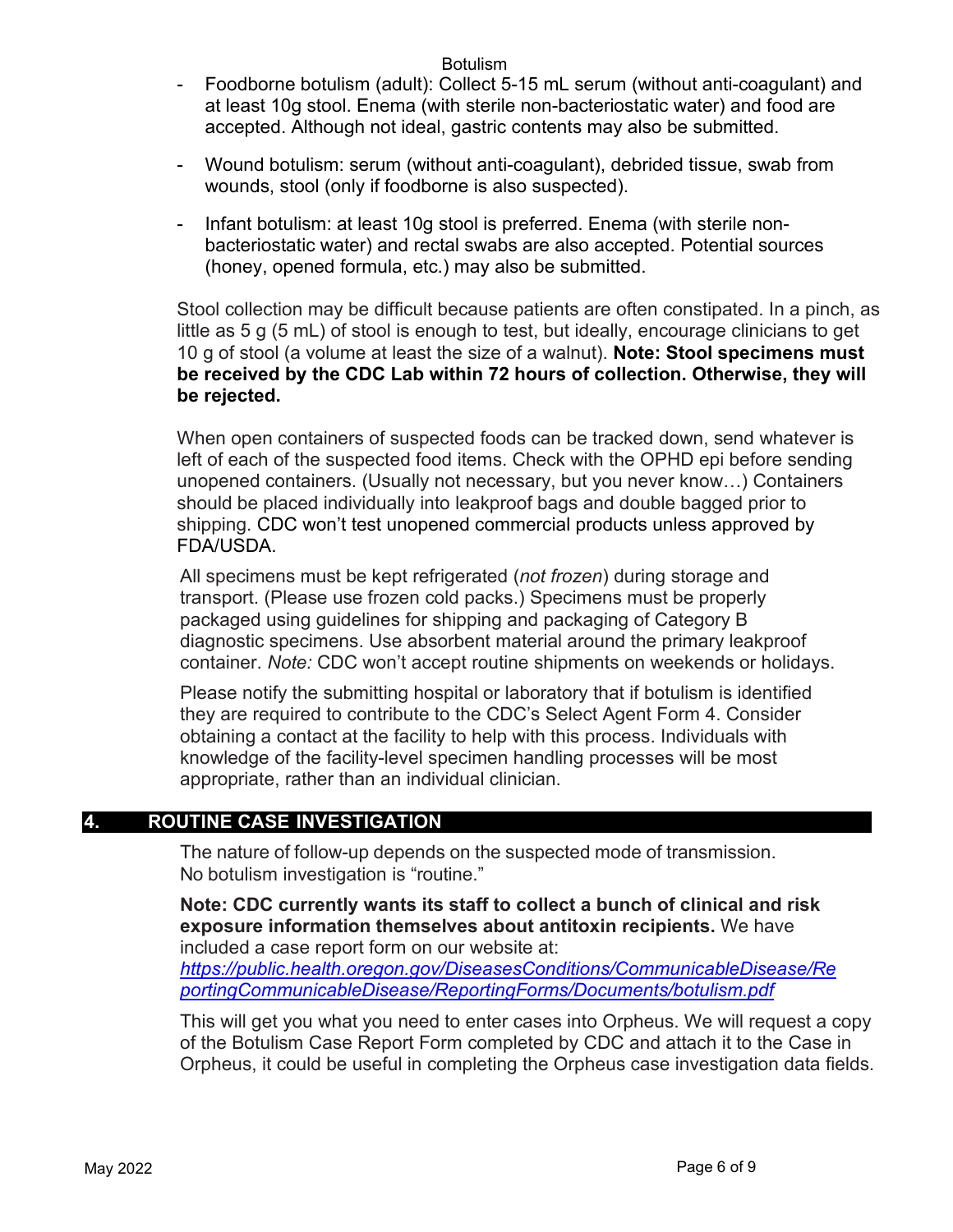- Foodborne botulism (adult): Collect 5-15 mL serum (without anti-coagulant) and at least 10g stool. Enema (with sterile non-bacteriostatic water) and food are accepted. Although not ideal, gastric contents may also be submitted.

- Wound botulism: serum (without anti-coagulant), debrided tissue, swab from wounds, stool (only if foodborne is also suspected).

- Infant botulism: at least 10g stool is preferred. Enema (with sterile non-bacteriostatic water) and rectal swabs are also accepted. Potential sources (honey, opened formula, etc.) may also be submitted.

Stool collection may be difficult because patients are often constipated. In a pinch, as little as 5 g (5 mL) of stool is enough to test, but ideally, encourage clinicians to get 10 g of stool (a volume at least the size of a walnut). **Note: Stool specimens must be received by the CDC Lab within 72 hours of collection. Otherwise, they will be rejected.**

When open containers of suspected foods can be tracked down, send whatever is left of each of the suspected food items. Check with the OPHD epi before sending unopened containers. (Usually not necessary, but you never know…) Containers should be placed individually into leakproof bags and double bagged prior to shipping. CDC won't test unopened commercial products unless approved by FDA/USDA.

All specimens must be kept refrigerated (*not frozen*) during storage and transport. (Please use frozen cold packs.) Specimens must be properly packaged using guidelines for shipping and packaging of Category B diagnostic specimens. Use absorbent material around the primary leakproof container. *Note:* CDC won't accept routine shipments on weekends or holidays.

Please notify the submitting hospital or laboratory that if botulism is identified they are required to contribute to the CDC's Select Agent Form 4. Consider obtaining a contact at the facility to help with this process. Individuals with knowledge of the facility-level specimen handling processes will be most appropriate, rather than an individual clinician.

## 4. ROUTINE CASE INVESTIGATION

The nature of follow-up depends on the suspected mode of transmission. No botulism investigation is "routine."

**Note: CDC currently wants its staff to collect a bunch of clinical and risk exposure information themselves about antitoxin recipients.** We have included a case report form on our website at: *https://public.health.oregon.gov/DiseasesConditions/CommunicableDisease/ReportingCommunicableDisease/ReportingForms/Documents/botulism.pdf*

This will get you what you need to enter cases into Orpheus. We will request a copy of the Botulism Case Report Form completed by CDC and attach it to the Case in Orpheus, it could be useful in completing the Orpheus case investigation data fields.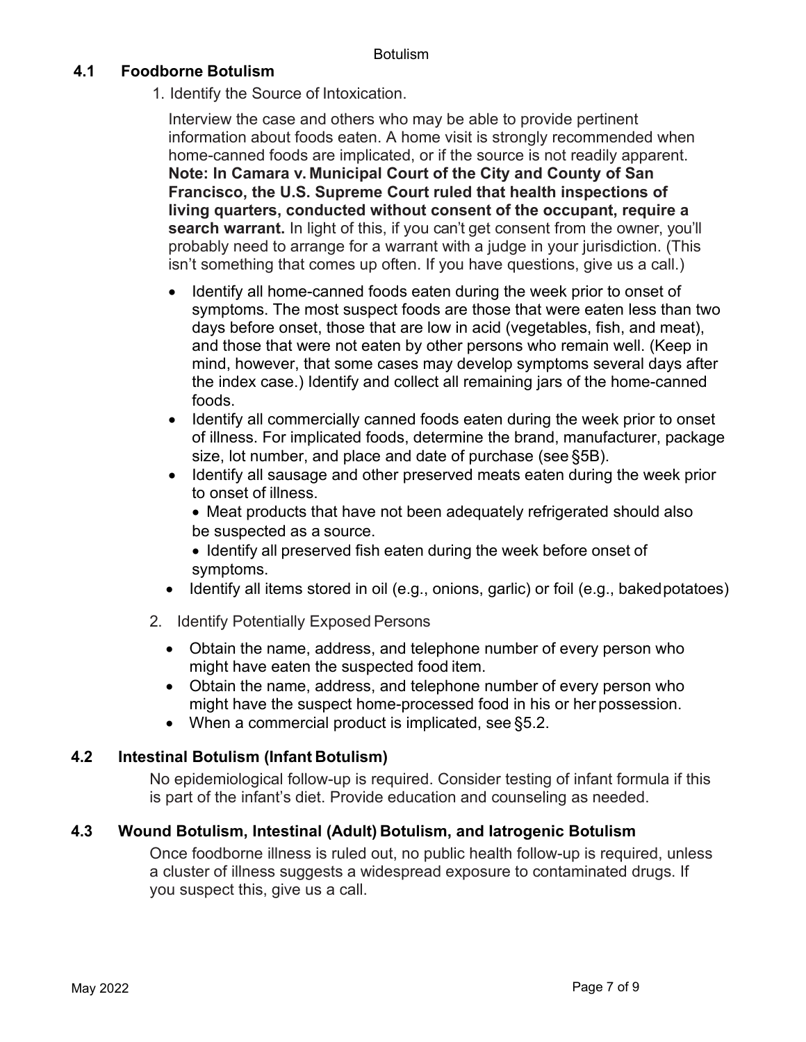## 4.1 Foodborne Botulism

1. Identify the Source of Intoxication.

   Interview the case and others who may be able to provide pertinent information about foods eaten. A home visit is strongly recommended when home-canned foods are implicated, or if the source is not readily apparent. **Note: In Camara v. Municipal Court of the City and County of San Francisco, the U.S. Supreme Court ruled that health inspections of living quarters, conducted without consent of the occupant, require a search warrant.** In light of this, if you can't get consent from the owner, you'll probably need to arrange for a warrant with a judge in your jurisdiction. (This isn't something that comes up often. If you have questions, give us a call.)

   - Identify all home-canned foods eaten during the week prior to onset of symptoms. The most suspect foods are those that were eaten less than two days before onset, those that are low in acid (vegetables, fish, and meat), and those that were not eaten by other persons who remain well. (Keep in mind, however, that some cases may develop symptoms several days after the index case.) Identify and collect all remaining jars of the home-canned foods.
   - Identify all commercially canned foods eaten during the week prior to onset of illness. For implicated foods, determine the brand, manufacturer, package size, lot number, and place and date of purchase (see §5B).
   - Identify all sausage and other preserved meats eaten during the week prior to onset of illness.
     - Meat products that have not been adequately refrigerated should also be suspected as a source.
     - Identify all preserved fish eaten during the week before onset of symptoms.
   - Identify all items stored in oil (e.g., onions, garlic) or foil (e.g., baked potatoes)

2. Identify Potentially Exposed Persons

   - Obtain the name, address, and telephone number of every person who might have eaten the suspected food item.
   - Obtain the name, address, and telephone number of every person who might have the suspect home-processed food in his or her possession.
   - When a commercial product is implicated, see §5.2.

## 4.2 Intestinal Botulism (Infant Botulism)

No epidemiological follow-up is required. Consider testing of infant formula if this is part of the infant's diet. Provide education and counseling as needed.

## 4.3 Wound Botulism, Intestinal (Adult) Botulism, and Iatrogenic Botulism

Once foodborne illness is ruled out, no public health follow-up is required, unless a cluster of illness suggests a widespread exposure to contaminated drugs. If you suspect this, give us a call.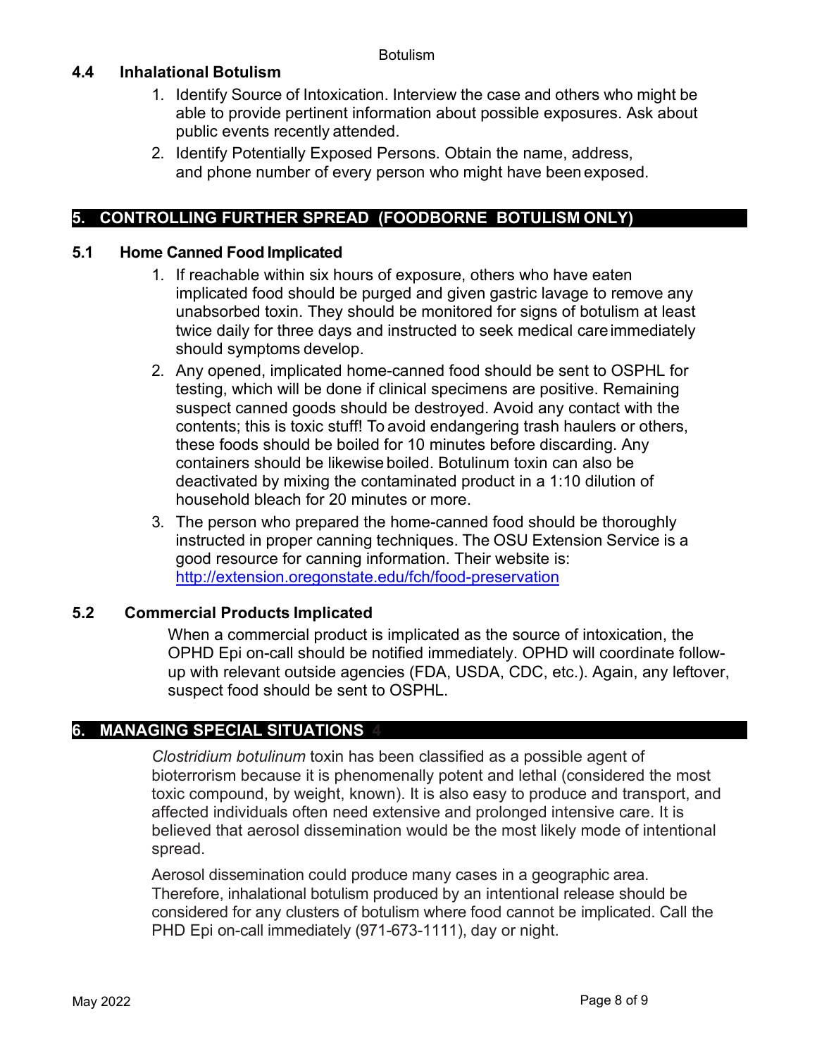### 4.4 Inhalational Botulism

1. Identify Source of Intoxication. Interview the case and others who might be able to provide pertinent information about possible exposures. Ask about public events recently attended.
2. Identify Potentially Exposed Persons. Obtain the name, address, and phone number of every person who might have been exposed.

## 5. CONTROLLING FURTHER SPREAD (FOODBORNE BOTULISM ONLY)

### 5.1 Home Canned Food Implicated

1. If reachable within six hours of exposure, others who have eaten implicated food should be purged and given gastric lavage to remove any unabsorbed toxin. They should be monitored for signs of botulism at least twice daily for three days and instructed to seek medical care immediately should symptoms develop.
2. Any opened, implicated home-canned food should be sent to OSPHL for testing, which will be done if clinical specimens are positive. Remaining suspect canned goods should be destroyed. Avoid any contact with the contents; this is toxic stuff! To avoid endangering trash haulers or others, these foods should be boiled for 10 minutes before discarding. Any containers should be likewise boiled. Botulinum toxin can also be deactivated by mixing the contaminated product in a 1:10 dilution of household bleach for 20 minutes or more.
3. The person who prepared the home-canned food should be thoroughly instructed in proper canning techniques. The OSU Extension Service is a good resource for canning information. Their website is: [http://extension.oregonstate.edu/fch/food-preservation](http://extension.oregonstate.edu/fch/food-preservation)

### 5.2 Commercial Products Implicated

When a commercial product is implicated as the source of intoxication, the OPHD Epi on-call should be notified immediately. OPHD will coordinate follow-up with relevant outside agencies (FDA, USDA, CDC, etc.). Again, any leftover, suspect food should be sent to OSPHL.

## 6. MANAGING SPECIAL SITUATIONS [4]

*Clostridium botulinum* toxin has been classified as a possible agent of bioterrorism because it is phenomenally potent and lethal (considered the most toxic compound, by weight, known). It is also easy to produce and transport, and affected individuals often need extensive and prolonged intensive care. It is believed that aerosol dissemination would be the most likely mode of intentional spread.

Aerosol dissemination could produce many cases in a geographic area. Therefore, inhalational botulism produced by an intentional release should be considered for any clusters of botulism where food cannot be implicated. Call the PHD Epi on-call immediately (971-673-1111), day or night.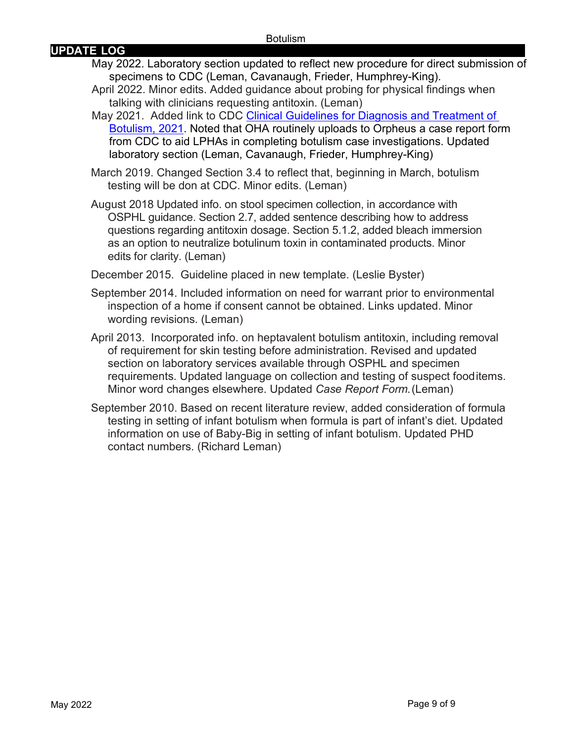## UPDATE LOG

May 2022. Laboratory section updated to reflect new procedure for direct submission of specimens to CDC (Leman, Cavanaugh, Frieder, Humphrey-King).

April 2022. Minor edits. Added guidance about probing for physical findings when talking with clinicians requesting antitoxin. (Leman)

May 2021. Added link to CDC [Clinical Guidelines for Diagnosis and Treatment of Botulism, 2021](). Noted that OHA routinely uploads to Orpheus a case report form from CDC to aid LPHAs in completing botulism case investigations. Updated laboratory section (Leman, Cavanaugh, Frieder, Humphrey-King)

March 2019. Changed Section 3.4 to reflect that, beginning in March, botulism testing will be don at CDC. Minor edits. (Leman)

August 2018 Updated info. on stool specimen collection, in accordance with OSPHL guidance. Section 2.7, added sentence describing how to address questions regarding antitoxin dosage. Section 5.1.2, added bleach immersion as an option to neutralize botulinum toxin in contaminated products. Minor edits for clarity. (Leman)

December 2015. Guideline placed in new template. (Leslie Byster)

September 2014. Included information on need for warrant prior to environmental inspection of a home if consent cannot be obtained. Links updated. Minor wording revisions. (Leman)

April 2013. Incorporated info. on heptavalent botulism antitoxin, including removal of requirement for skin testing before administration. Revised and updated section on laboratory services available through OSPHL and specimen requirements. Updated language on collection and testing of suspect food items. Minor word changes elsewhere. Updated *Case Report Form.* (Leman)

September 2010. Based on recent literature review, added consideration of formula testing in setting of infant botulism when formula is part of infant's diet. Updated information on use of Baby-Big in setting of infant botulism. Updated PHD contact numbers. (Richard Leman)